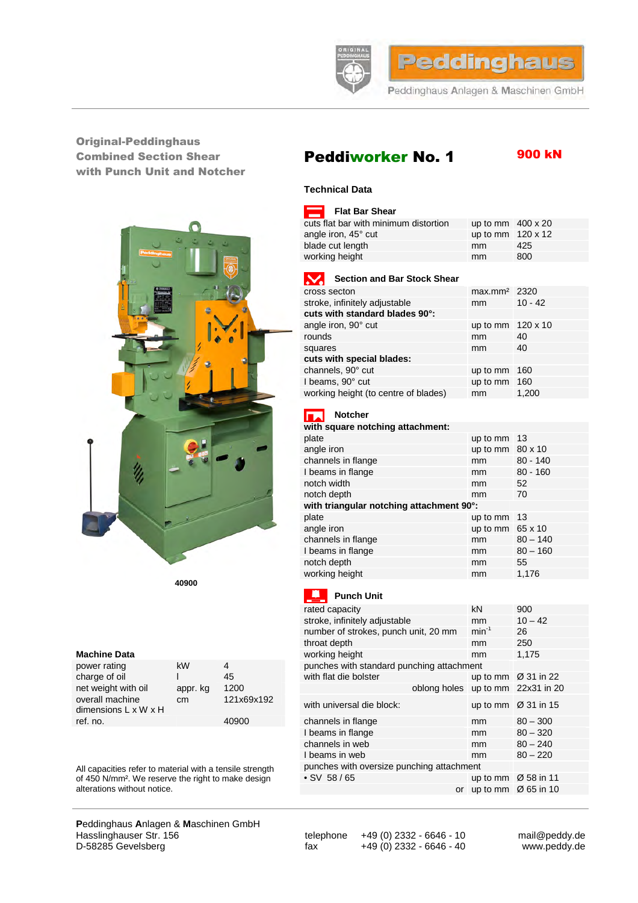Peddinghaus

Peddinghaus Anlagen & Maschinen GmbH

## Original-Peddinghaus Combined Section Shear with Punch Unit and Notcher

# Peddiworker No. 1

**900 kN**

40900

### Technical Data

#### Flat Bar Shear

| | | |
|---|---|---|
| cuts flat bar with minimum distortion | up to mm | 400 x 20 |
| angle iron, 45° cut | up to mm | 120 x 12 |
| blade cut length | mm | 425 |
| working height | mm | 800 |

#### Section and Bar Stock Shear

| | | |
|---|---|---|
| cross secton | max.mm² | 2320 |
| stroke, infinitely adjustable | mm | 10 - 42 |
| **cuts with standard blades 90°:** | | |
| angle iron, 90° cut | up to mm | 120 x 10 |
| rounds | mm | 40 |
| squares | mm | 40 |
| **cuts with special blades:** | | |
| channels, 90° cut | up to mm | 160 |
| I beams, 90° cut | up to mm | 160 |
| working height (to centre of blades) | mm | 1,200 |

#### Notcher

| | | |
|---|---|---|
| **with square notching attachment:** | | |
| plate | up to mm | 13 |
| angle iron | up to mm | 80 x 10 |
| channels in flange | mm | 80 - 140 |
| I beams in flange | mm | 80 - 160 |
| notch width | mm | 52 |
| notch depth | mm | 70 |
| **with triangular notching attachment 90°:** | | |
| plate | up to mm | 13 |
| angle iron | up to mm | 65 x 10 |
| channels in flange | mm | 80 – 140 |
| I beams in flange | mm | 80 – 160 |
| notch depth | mm | 55 |
| working height | mm | 1,176 |

#### Punch Unit

| | | |
|---|---|---|
| rated capacity | kN | 900 |
| stroke, infinitely adjustable | mm | 10 – 42 |
| number of strokes, punch unit, 20 mm | min$^{-1}$ | 26 |
| throat depth | mm | 250 |
| working height | mm | 1,175 |
| punches with standard punching attachment | | |
| with flat die bolster | up to mm | Ø 31 in 22 |
| oblong holes | up to mm | 22x31 in 20 |
| with universal die block: | up to mm | Ø 31 in 15 |
| channels in flange | mm | 80 – 300 |
| I beams in flange | mm | 80 – 320 |
| channels in web | mm | 80 – 240 |
| I beams in web | mm | 80 – 220 |
| punches with oversize punching attachment | | |
| • SV 58 / 65 | up to mm | Ø 58 in 11 |
| or | up to mm | Ø 65 in 10 |

### Machine Data

| | | |
|---|---|---|
| power rating | kW | 4 |
| charge of oil | l | 45 |
| net weight with oil | appr. kg | 1200 |
| overall machine dimensions L x W x H | cm | 121x69x192 |
| ref. no. | | 40900 |

All capacities refer to material with a tensile strength of 450 N/mm². We reserve the right to make design alterations without notice.

**P**eddinghaus **A**nlagen & **M**aschinen GmbH
Hasslinghauser Str. 156
D-58285 Gevelsberg

telephone +49 (0) 2332 - 6646 - 10
fax +49 (0) 2332 - 6646 - 40

mail@peddy.de
www.peddy.de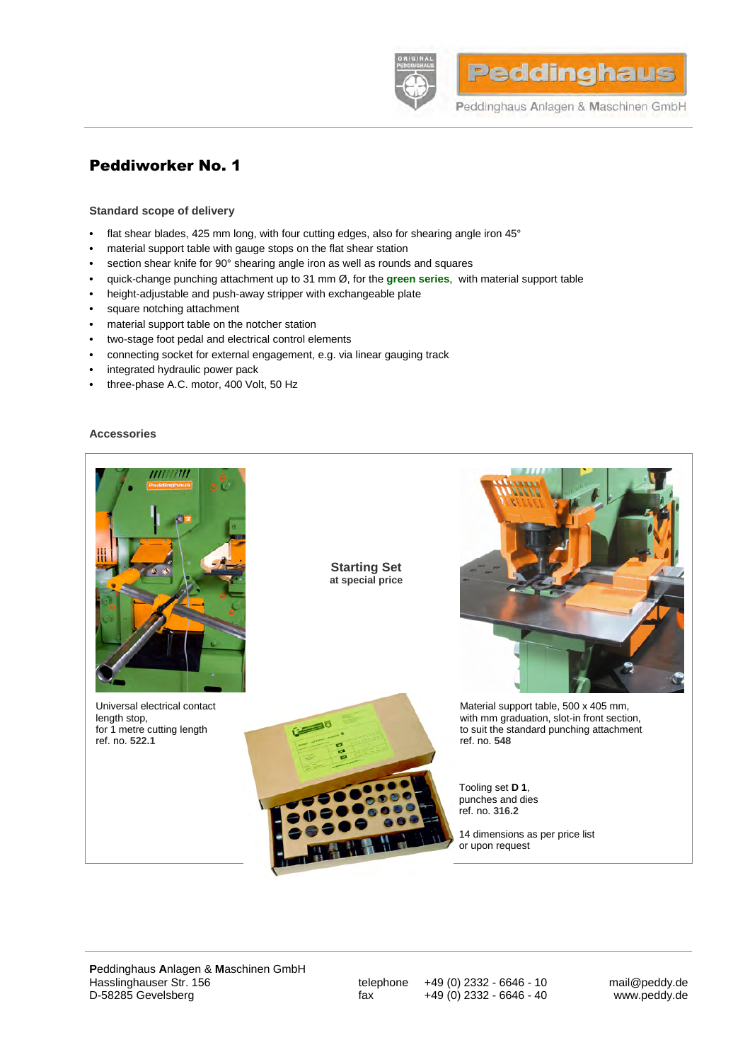# Peddiworker No. 1

## Standard scope of delivery

- flat shear blades, 425 mm long, with four cutting edges, also for shearing angle iron 45°
- material support table with gauge stops on the flat shear station
- section shear knife for 90° shearing angle iron as well as rounds and squares
- quick-change punching attachment up to 31 mm Ø, for the **green series**, with material support table
- height-adjustable and push-away stripper with exchangeable plate
- square notching attachment
- material support table on the notcher station
- two-stage foot pedal and electrical control elements
- connecting socket for external engagement, e.g. via linear gauging track
- integrated hydraulic power pack
- three-phase A.C. motor, 400 Volt, 50 Hz

## Accessories

Universal electrical contact length stop,
for 1 metre cutting length
ref. no. **522.1**

**Starting Set**
**at special price**

Material support table, 500 x 405 mm,
with mm graduation, slot-in front section,
to suit the standard punching attachment
ref. no. **548**

Tooling set **D 1**,
punches and dies
ref. no. **316.2**

14 dimensions as per price list
or upon request

**P**eddinghaus **A**nlagen & **M**aschinen GmbH
Hasslinghauser Str. 156
D-58285 Gevelsberg

telephone +49 (0) 2332 - 6646 - 10
fax +49 (0) 2332 - 6646 - 40

mail@peddy.de
www.peddy.de